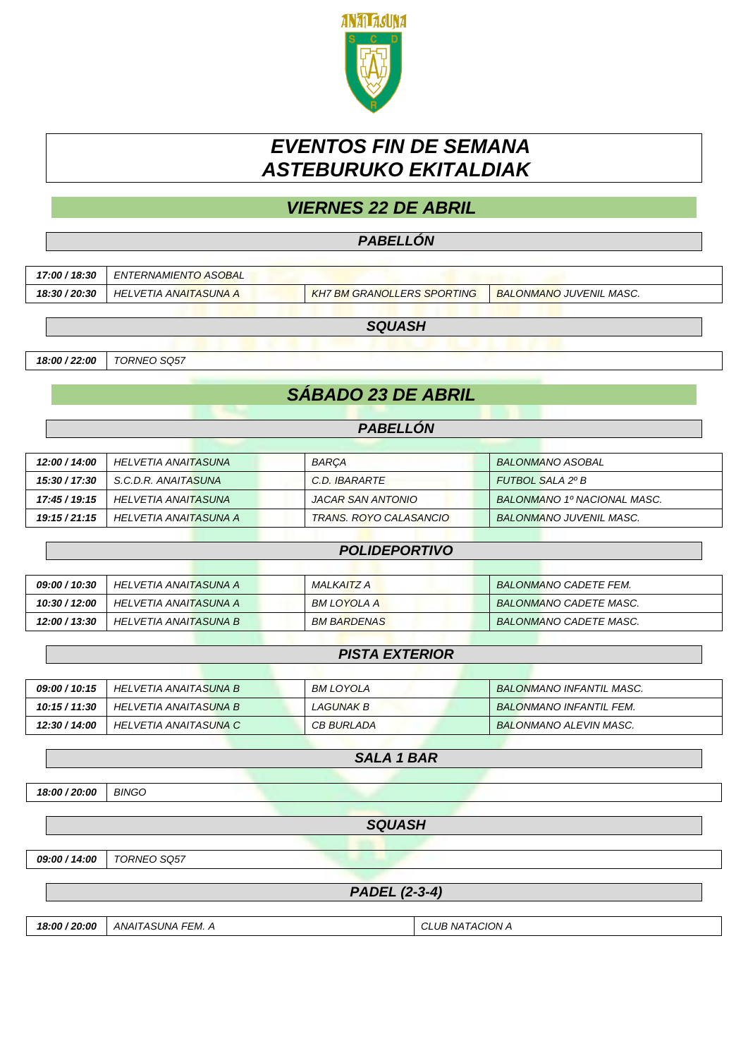# *EVENTOS FIN DE SEMANA*
# *ASTEBURUKO EKITALDIAK*

## *VIERNES 22 DE ABRIL*

### *PABELLÓN*

| | | | |
|---|---|---|---|
| ***17:00 / 18:30*** | *ENTERNAMIENTO ASOBAL* | | |
| ***18:30 / 20:30*** | *HELVETIA ANAITASUNA A* | *KH7 BM GRANOLLERS SPORTING* | *BALONMANO JUVENIL MASC.* |

### *SQUASH*

| | |
|---|---|
| ***18:00 / 22:00*** | *TORNEO SQ57* |

## *SÁBADO 23 DE ABRIL*

### *PABELLÓN*

| | | | |
|---|---|---|---|
| ***12:00 / 14:00*** | *HELVETIA ANAITASUNA* | *BARÇA* | *BALONMANO ASOBAL* |
| ***15:30 / 17:30*** | *S.C.D.R. ANAITASUNA* | *C.D. IBARARTE* | *FUTBOL SALA 2º B* |
| ***17:45 / 19:15*** | *HELVETIA ANAITASUNA* | *JACAR SAN ANTONIO* | *BALONMANO 1º NACIONAL MASC.* |
| ***19:15 / 21:15*** | *HELVETIA ANAITASUNA A* | *TRANS. ROYO CALASANCIO* | *BALONMANO JUVENIL MASC.* |

### *POLIDEPORTIVO*

| | | | |
|---|---|---|---|
| ***09:00 / 10:30*** | *HELVETIA ANAITASUNA A* | *MALKAITZ A* | *BALONMANO CADETE FEM.* |
| ***10:30 / 12:00*** | *HELVETIA ANAITASUNA A* | *BM LOYOLA A* | *BALONMANO CADETE MASC.* |
| ***12:00 / 13:30*** | *HELVETIA ANAITASUNA B* | *BM BARDENAS* | *BALONMANO CADETE MASC.* |

### *PISTA EXTERIOR*

| | | | |
|---|---|---|---|
| ***09:00 / 10:15*** | *HELVETIA ANAITASUNA B* | *BM LOYOLA* | *BALONMANO INFANTIL MASC.* |
| ***10:15 / 11:30*** | *HELVETIA ANAITASUNA B* | *LAGUNAK B* | *BALONMANO INFANTIL FEM.* |
| ***12:30 / 14:00*** | *HELVETIA ANAITASUNA C* | *CB BURLADA* | *BALONMANO ALEVIN MASC.* |

### *SALA 1 BAR*

| | |
|---|---|
| ***18:00 / 20:00*** | *BINGO* |

### *SQUASH*

| | |
|---|---|
| ***09:00 / 14:00*** | *TORNEO SQ57* |

### *PADEL (2-3-4)*

| | | |
|---|---|---|
| ***18:00 / 20:00*** | *ANAITASUNA FEM. A* | *CLUB NATACION A* |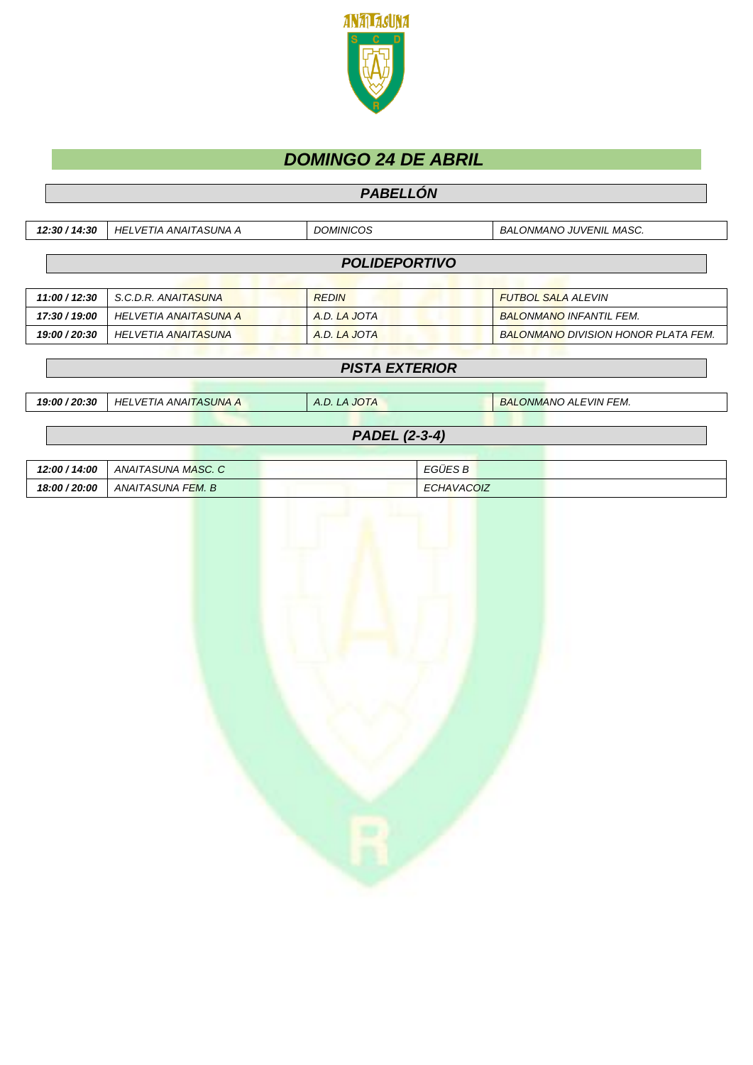# DOMINGO 24 DE ABRIL

## PABELLÓN

| | | | |
|---|---|---|---|
| **12:30 / 14:30** | HELVETIA ANAITASUNA A | DOMINICOS | BALONMANO JUVENIL MASC. |

## POLIDEPORTIVO

| | | | |
|---|---|---|---|
| **11:00 / 12:30** | S.C.D.R. ANAITASUNA | REDIN | FUTBOL SALA ALEVIN |
| **17:30 / 19:00** | HELVETIA ANAITASUNA A | A.D. LA JOTA | BALONMANO INFANTIL FEM. |
| **19:00 / 20:30** | HELVETIA ANAITASUNA | A.D. LA JOTA | BALONMANO DIVISION HONOR PLATA FEM. |

## PISTA EXTERIOR

| | | | |
|---|---|---|---|
| **19:00 / 20:30** | HELVETIA ANAITASUNA A | A.D. LA JOTA | BALONMANO ALEVIN FEM. |

## PADEL (2-3-4)

| | | |
|---|---|---|
| **12:00 / 14:00** | ANAITASUNA MASC. C | EGÜES B |
| **18:00 / 20:00** | ANAITASUNA FEM. B | ECHAVACOIZ |